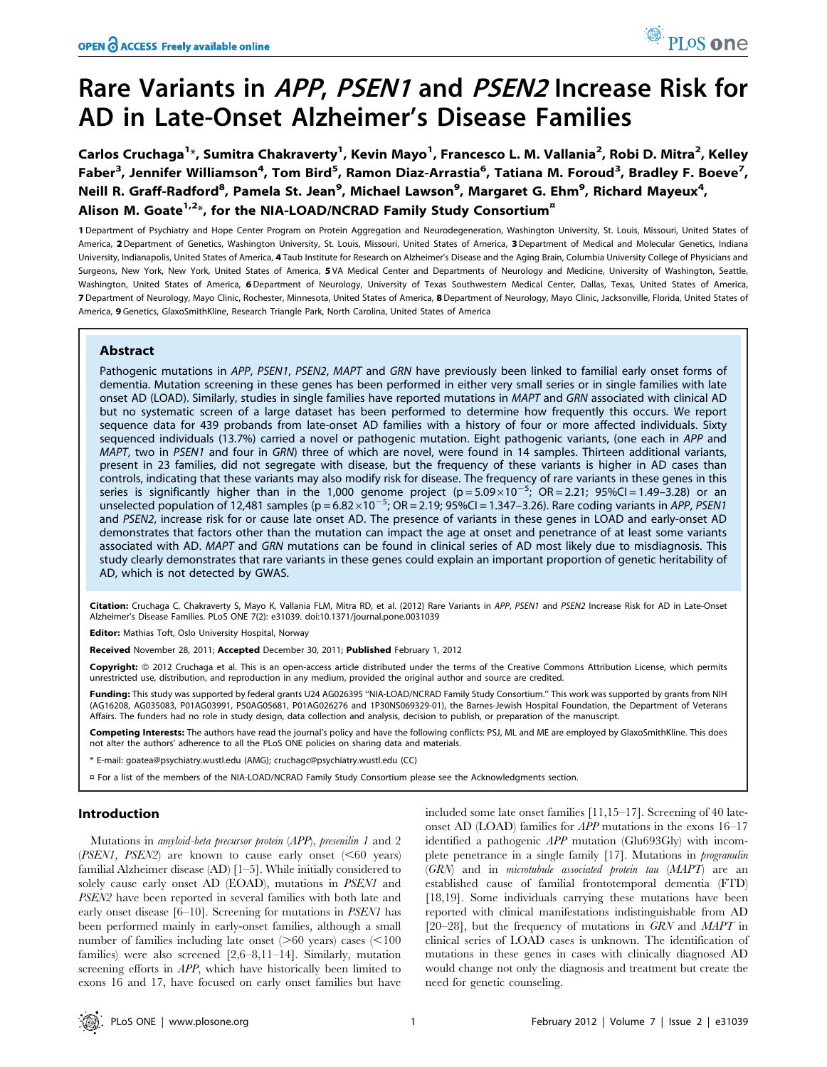# Rare Variants in *APP*, *PSEN1* and *PSEN2* Increase Risk for AD in Late-Onset Alzheimer's Disease Families

**Carlos Cruchaga[1]\*, Sumitra Chakraverty[1], Kevin Mayo[1], Francesco L. M. Vallania[2], Robi D. Mitra[2], Kelley Faber[3], Jennifer Williamson[4], Tom Bird[5], Ramon Diaz-Arrastia[6], Tatiana M. Foroud[3], Bradley F. Boeve[7], Neill R. Graff-Radford[8], Pamela St. Jean[9], Michael Lawson[9], Margaret G. Ehm[9], Richard Mayeux[4], Alison M. Goate[1,2]\*, for the NIA-LOAD/NCRAD Family Study Consortium¤**

1 Department of Psychiatry and Hope Center Program on Protein Aggregation and Neurodegeneration, Washington University, St. Louis, Missouri, United States of America, 2 Department of Genetics, Washington University, St. Louis, Missouri, United States of America, 3 Department of Medical and Molecular Genetics, Indiana University, Indianapolis, United States of America, 4 Taub Institute for Research on Alzheimer's Disease and the Aging Brain, Columbia University College of Physicians and Surgeons, New York, New York, United States of America, 5 VA Medical Center and Departments of Neurology and Medicine, University of Washington, Seattle, Washington, United States of America, 6 Department of Neurology, University of Texas Southwestern Medical Center, Dallas, Texas, United States of America, 7 Department of Neurology, Mayo Clinic, Rochester, Minnesota, United States of America, 8 Department of Neurology, Mayo Clinic, Jacksonville, Florida, United States of America, 9 Genetics, GlaxoSmithKline, Research Triangle Park, North Carolina, United States of America

## Abstract

Pathogenic mutations in *APP*, *PSEN1*, *PSEN2*, *MAPT* and *GRN* have previously been linked to familial early onset forms of dementia. Mutation screening in these genes has been performed in either very small series or in single families with late onset AD (LOAD). Similarly, studies in single families have reported mutations in *MAPT* and *GRN* associated with clinical AD but no systematic screen of a large dataset has been performed to determine how frequently this occurs. We report sequence data for 439 probands from late-onset AD families with a history of four or more affected individuals. Sixty sequenced individuals (13.7%) carried a novel or pathogenic mutation. Eight pathogenic variants, (one each in *APP* and *MAPT*, two in *PSEN1* and four in *GRN*) three of which are novel, were found in 14 samples. Thirteen additional variants, present in 23 families, did not segregate with disease, but the frequency of these variants is higher in AD cases than controls, indicating that these variants may also modify risk for disease. The frequency of rare variants in these genes in this series is significantly higher than in the 1,000 genome project ($p = 5.09 \times 10^{-5}$; OR = 2.21; 95%CI = 1.49–3.28) or an unselected population of 12,481 samples ($p = 6.82 \times 10^{-5}$; OR = 2.19; 95%CI = 1.347–3.26). Rare coding variants in *APP*, *PSEN1* and *PSEN2*, increase risk for or cause late onset AD. The presence of variants in these genes in LOAD and early-onset AD demonstrates that factors other than the mutation can impact the age at onset and penetrance of at least some variants associated with AD. *MAPT* and *GRN* mutations can be found in clinical series of AD most likely due to misdiagnosis. This study clearly demonstrates that rare variants in these genes could explain an important proportion of genetic heritability of AD, which is not detected by GWAS.

**Citation:** Cruchaga C, Chakraverty S, Mayo K, Vallania FLM, Mitra RD, et al. (2012) Rare Variants in APP, PSEN1 and PSEN2 Increase Risk for AD in Late-Onset Alzheimer's Disease Families. PLoS ONE 7(2): e31039. doi:10.1371/journal.pone.0031039

**Editor:** Mathias Toft, Oslo University Hospital, Norway

**Received** November 28, 2011; **Accepted** December 30, 2011; **Published** February 1, 2012

**Copyright:** © 2012 Cruchaga et al. This is an open-access article distributed under the terms of the Creative Commons Attribution License, which permits unrestricted use, distribution, and reproduction in any medium, provided the original author and source are credited.

**Funding:** This study was supported by federal grants U24 AG026395 "NIA-LOAD/NCRAD Family Study Consortium." This work was supported by grants from NIH (AG16208, AG035083, P01AG03991, P50AG05681, P01AG026276 and 1P30NS069329-01), the Barnes-Jewish Hospital Foundation, the Department of Veterans Affairs. The funders had no role in study design, data collection and analysis, decision to publish, or preparation of the manuscript.

**Competing Interests:** The authors have read the journal's policy and have the following conflicts: PSJ, ML and ME are employed by GlaxoSmithKline. This does not alter the authors' adherence to all the PLoS ONE policies on sharing data and materials.

\* E-mail: goatea@psychiatry.wustl.edu (AMG); cruchagc@psychiatry.wustl.edu (CC)

¤ For a list of the members of the NIA-LOAD/NCRAD Family Study Consortium please see the Acknowledgments section.

## Introduction

Mutations in *amyloid-beta precursor protein* (*APP*), *presenilin 1* and *2* (*PSEN1*, *PSEN2*) are known to cause early onset (<60 years) familial Alzheimer disease (AD) [1–5]. While initially considered to solely cause early onset AD (EOAD), mutations in *PSEN1* and *PSEN2* have been reported in several families with both late and early onset disease [6–10]. Screening for mutations in *PSEN1* has been performed mainly in early-onset families, although a small number of families including late onset (>60 years) cases (<100 families) were also screened [2,6–8,11–14]. Similarly, mutation screening efforts in *APP*, which have historically been limited to exons 16 and 17, have focused on early onset families but have included some late onset families [11,15–17]. Screening of 40 late-onset AD (LOAD) families for *APP* mutations in the exons 16–17 identified a pathogenic *APP* mutation (Glu693Gly) with incomplete penetrance in a single family [17]. Mutations in *progranulin* (*GRN*) and in *microtubule associated protein tau* (*MAPT*) are an established cause of familial frontotemporal dementia (FTD) [18,19]. Some individuals carrying these mutations have been reported with clinical manifestations indistinguishable from AD [20–28], but the frequency of mutations in *GRN* and *MAPT* in clinical series of LOAD cases is unknown. The identification of mutations in these genes in cases with clinically diagnosed AD would change not only the diagnosis and treatment but create the need for genetic counseling.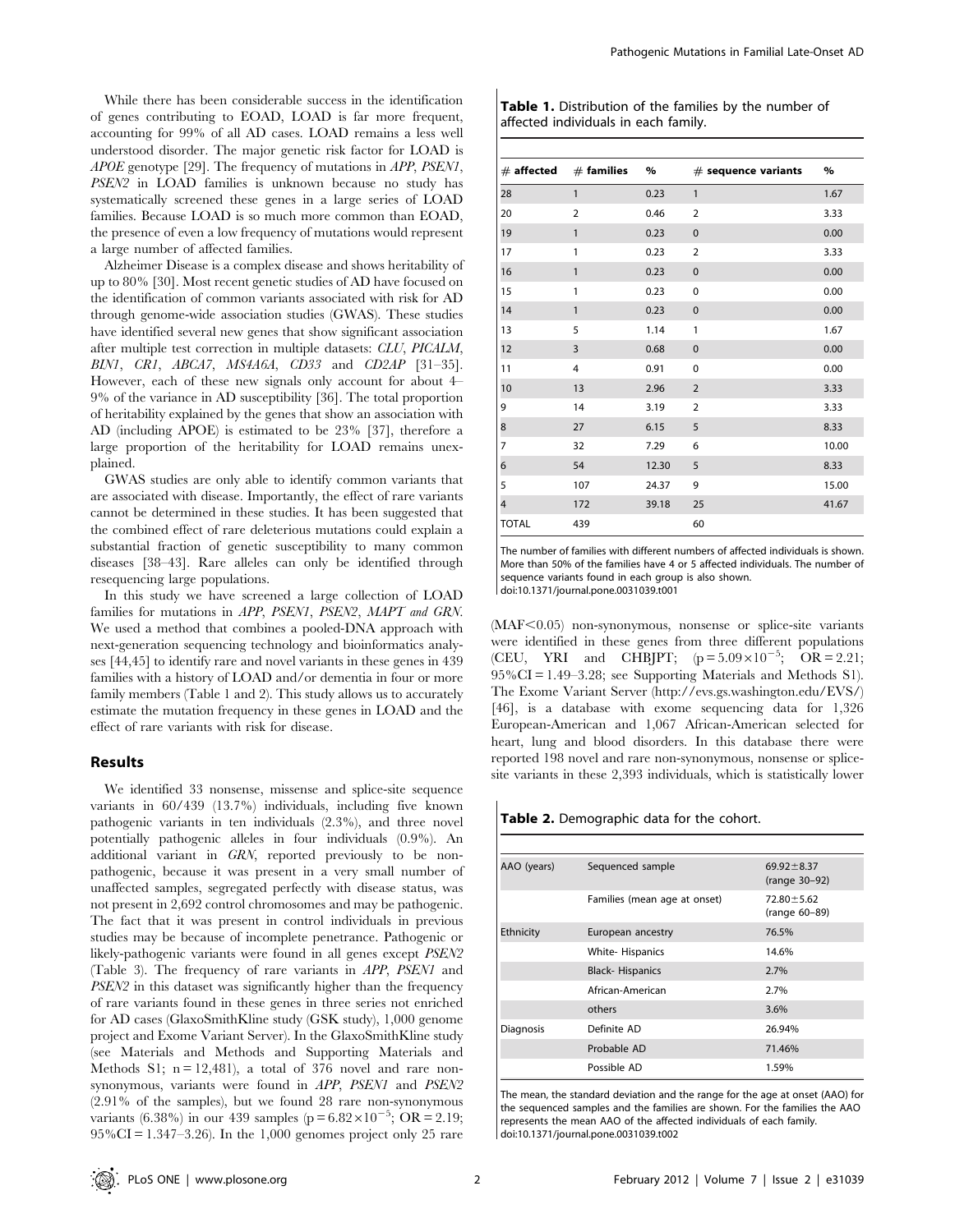While there has been considerable success in the identification of genes contributing to EOAD, LOAD is far more frequent, accounting for 99% of all AD cases. LOAD remains a less well understood disorder. The major genetic risk factor for LOAD is *APOE* genotype [29]. The frequency of mutations in *APP*, *PSEN1*, *PSEN2* in LOAD families is unknown because no study has systematically screened these genes in a large series of LOAD families. Because LOAD is so much more common than EOAD, the presence of even a low frequency of mutations would represent a large number of affected families.

Alzheimer Disease is a complex disease and shows heritability of up to 80% [30]. Most recent genetic studies of AD have focused on the identification of common variants associated with risk for AD through genome-wide association studies (GWAS). These studies have identified several new genes that show significant association after multiple test correction in multiple datasets: *CLU*, *PICALM*, *BIN1*, *CR1*, *ABCA7*, *MS4A6A*, *CD33* and *CD2AP* [31–35]. However, each of these new signals only account for about 4–9% of the variance in AD susceptibility [36]. The total proportion of heritability explained by the genes that show an association with AD (including APOE) is estimated to be 23% [37], therefore a large proportion of the heritability for LOAD remains unexplained.

GWAS studies are only able to identify common variants that are associated with disease. Importantly, the effect of rare variants cannot be determined in these studies. It has been suggested that the combined effect of rare deleterious mutations could explain a substantial fraction of genetic susceptibility to many common diseases [38–43]. Rare alleles can only be identified through resequencing large populations.

In this study we have screened a large collection of LOAD families for mutations in *APP*, *PSEN1*, *PSEN2*, *MAPT and GRN*. We used a method that combines a pooled-DNA approach with next-generation sequencing technology and bioinformatics analyses [44,45] to identify rare and novel variants in these genes in 439 families with a history of LOAD and/or dementia in four or more family members (Table 1 and 2). This study allows us to accurately estimate the mutation frequency in these genes in LOAD and the effect of rare variants with risk for disease.

## Results

We identified 33 nonsense, missense and splice-site sequence variants in 60/439 (13.7%) individuals, including five known pathogenic variants in ten individuals (2.3%), and three novel potentially pathogenic alleles in four individuals (0.9%). An additional variant in *GRN*, reported previously to be non-pathogenic, because it was present in a very small number of unaffected samples, segregated perfectly with disease status, was not present in 2,692 control chromosomes and may be pathogenic. The fact that it was present in control individuals in previous studies may be because of incomplete penetrance. Pathogenic or likely-pathogenic variants were found in all genes except *PSEN2* (Table 3). The frequency of rare variants in *APP*, *PSEN1* and *PSEN2* in this dataset was significantly higher than the frequency of rare variants found in these genes in three series not enriched for AD cases (GlaxoSmithKline study (GSK study), 1,000 genome project and Exome Variant Server). In the GlaxoSmithKline study (see Materials and Methods and Supporting Materials and Methods S1; n = 12,481), a total of 376 novel and rare non-synonymous, variants were found in *APP*, *PSEN1* and *PSEN2* (2.91% of the samples), but we found 28 rare non-synonymous variants (6.38%) in our 439 samples ($p = 6.82 \times 10^{-5}$; OR = 2.19; 95%CI = 1.347–3.26). In the 1,000 genomes project only 25 rare (MAF<0.05) non-synonymous, nonsense or splice-site variants were identified in these genes from three different populations (CEU, YRI and CHBJPT; ($p = 5.09 \times 10^{-5}$; OR = 2.21; 95%CI = 1.49–3.28; see Supporting Materials and Methods S1). The Exome Variant Server (http://evs.gs.washington.edu/EVS/) [46], is a database with exome sequencing data for 1,326 European-American and 1,067 African-American selected for heart, lung and blood disorders. In this database there were reported 198 novel and rare non-synonymous, nonsense or splice-site variants in these 2,393 individuals, which is statistically lower

**Table 1.** Distribution of the families by the number of affected individuals in each family.

| # affected | # families | % | # sequence variants | % |
|---|---|---|---|---|
| 28 | 1 | 0.23 | 1 | 1.67 |
| 20 | 2 | 0.46 | 2 | 3.33 |
| 19 | 1 | 0.23 | 0 | 0.00 |
| 17 | 1 | 0.23 | 2 | 3.33 |
| 16 | 1 | 0.23 | 0 | 0.00 |
| 15 | 1 | 0.23 | 0 | 0.00 |
| 14 | 1 | 0.23 | 0 | 0.00 |
| 13 | 5 | 1.14 | 1 | 1.67 |
| 12 | 3 | 0.68 | 0 | 0.00 |
| 11 | 4 | 0.91 | 0 | 0.00 |
| 10 | 13 | 2.96 | 2 | 3.33 |
| 9 | 14 | 3.19 | 2 | 3.33 |
| 8 | 27 | 6.15 | 5 | 8.33 |
| 7 | 32 | 7.29 | 6 | 10.00 |
| 6 | 54 | 12.30 | 5 | 8.33 |
| 5 | 107 | 24.37 | 9 | 15.00 |
| 4 | 172 | 39.18 | 25 | 41.67 |
| TOTAL | 439 | | 60 | |

The number of families with different numbers of affected individuals is shown. More than 50% of the families have 4 or 5 affected individuals. The number of sequence variants found in each group is also shown.
doi:10.1371/journal.pone.0031039.t001

**Table 2.** Demographic data for the cohort.

| | | |
|---|---|---|
| AAO (years) | Sequenced sample | 69.92±8.37 (range 30–92) |
| | Families (mean age at onset) | 72.80±5.62 (range 60–89) |
| Ethnicity | European ancestry | 76.5% |
| | White- Hispanics | 14.6% |
| | Black- Hispanics | 2.7% |
| | African-American | 2.7% |
| | others | 3.6% |
| Diagnosis | Definite AD | 26.94% |
| | Probable AD | 71.46% |
| | Possible AD | 1.59% |

The mean, the standard deviation and the range for the age at onset (AAO) for the sequenced samples and the families are shown. For the families the AAO represents the mean AAO of the affected individuals of each family.
doi:10.1371/journal.pone.0031039.t002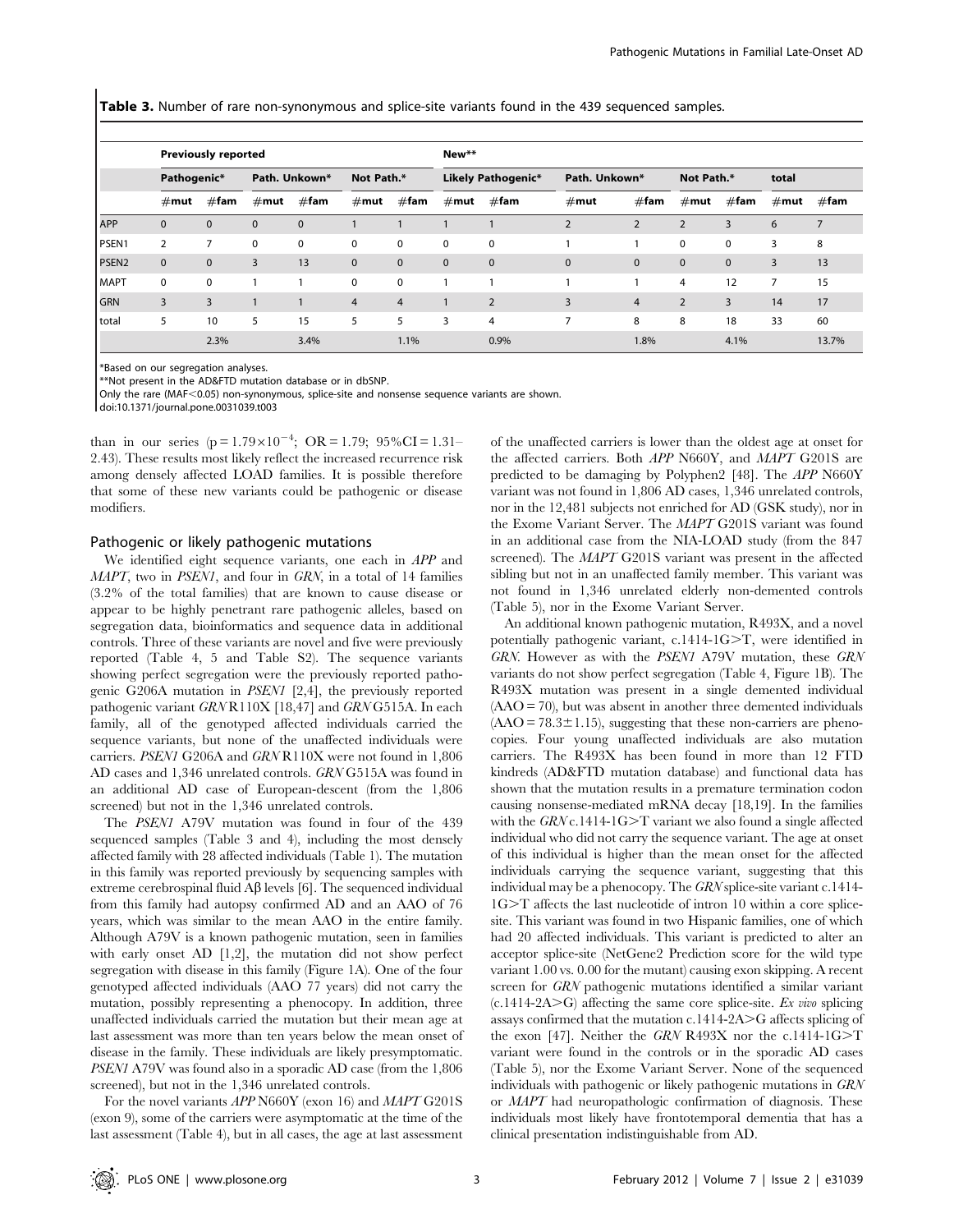**Table 3.** Number of rare non-synonymous and splice-site variants found in the 439 sequenced samples.

| | Previously reported | | | | | | New** | | | | | | | | |
|---|---|---|---|---|---|---|---|---|---|---|---|---|---|---|---|
| | Pathogenic* | | Path. Unkown* | | Not Path.* | | Likely Pathogenic* | | Path. Unkown* | | Not Path.* | | total | |
| | #mut | #fam | #mut | #fam | #mut | #fam | #mut | #fam | #mut | #fam | #mut | #fam | #mut | #fam |
| APP | 0 | 0 | 0 | 0 | 1 | 1 | 1 | 1 | 2 | 2 | 2 | 3 | 6 | 7 |
| PSEN1 | 2 | 7 | 0 | 0 | 0 | 0 | 0 | 0 | 1 | 1 | 0 | 0 | 3 | 8 |
| PSEN2 | 0 | 0 | 3 | 13 | 0 | 0 | 0 | 0 | 0 | 0 | 0 | 0 | 3 | 13 |
| MAPT | 0 | 0 | 1 | 1 | 0 | 0 | 1 | 1 | 1 | 1 | 4 | 12 | 7 | 15 |
| GRN | 3 | 3 | 1 | 1 | 4 | 4 | 1 | 2 | 3 | 4 | 2 | 3 | 14 | 17 |
| total | 5 | 10 | 5 | 15 | 5 | 5 | 3 | 4 | 7 | 8 | 8 | 18 | 33 | 60 |
| | | 2.3% | | 3.4% | | 1.1% | | 0.9% | | 1.8% | | 4.1% | | 13.7% |

*Based on our segregation analyses.
**Not present in the AD&FTD mutation database or in dbSNP.
Only the rare (MAF<0.05) non-synonymous, splice-site and nonsense sequence variants are shown.
doi:10.1371/journal.pone.0031039.t003

than in our series ($p = 1.79 \times 10^{-4}$; OR = 1.79; 95%CI = 1.31–2.43). These results most likely reflect the increased recurrence risk among densely affected LOAD families. It is possible therefore that some of these new variants could be pathogenic or disease modifiers.

## Pathogenic or likely pathogenic mutations

We identified eight sequence variants, one each in *APP* and *MAPT*, two in *PSEN1*, and four in *GRN*, in a total of 14 families (3.2% of the total families) that are known to cause disease or appear to be highly penetrant rare pathogenic alleles, based on segregation data, bioinformatics and sequence data in additional controls. Three of these variants are novel and five were previously reported (Table 4, 5 and Table S2). The sequence variants showing perfect segregation were the previously reported pathogenic G206A mutation in *PSEN1* [2,4], the previously reported pathogenic variant *GRN* R110X [18,47] and *GRN* G515A. In each family, all of the genotyped affected individuals carried the sequence variants, but none of the unaffected individuals were carriers. *PSEN1* G206A and *GRN* R110X were not found in 1,806 AD cases and 1,346 unrelated controls. *GRN* G515A was found in an additional AD case of European-descent (from the 1,806 screened) but not in the 1,346 unrelated controls.

The *PSEN1* A79V mutation was found in four of the 439 sequenced samples (Table 3 and 4), including the most densely affected family with 28 affected individuals (Table 1). The mutation in this family was reported previously by sequencing samples with extreme cerebrospinal fluid Aβ levels [6]. The sequenced individual from this family had autopsy confirmed AD and an AAO of 76 years, which was similar to the mean AAO in the entire family. Although A79V is a known pathogenic mutation, seen in families with early onset AD [1,2], the mutation did not show perfect segregation with disease in this family (Figure 1A). One of the four genotyped affected individuals (AAO 77 years) did not carry the mutation, possibly representing a phenocopy. In addition, three unaffected individuals carried the mutation but their mean age at last assessment was more than ten years below the mean onset of disease in the family. These individuals are likely presymptomatic. *PSEN1* A79V was found also in a sporadic AD case (from the 1,806 screened), but not in the 1,346 unrelated controls.

For the novel variants *APP* N660Y (exon 16) and *MAPT* G201S (exon 9), some of the carriers were asymptomatic at the time of the last assessment (Table 4), but in all cases, the age at last assessment of the unaffected carriers is lower than the oldest age at onset for the affected carriers. Both *APP* N660Y, and *MAPT* G201S are predicted to be damaging by Polyphen2 [48]. The *APP* N660Y variant was not found in 1,806 AD cases, 1,346 unrelated controls, nor in the 12,481 subjects not enriched for AD (GSK study), nor in the Exome Variant Server. The *MAPT* G201S variant was found in an additional case from the NIA-LOAD study (from the 847 screened). The *MAPT* G201S variant was present in the affected sibling but not in an unaffected family member. This variant was not found in 1,346 unrelated elderly non-demented controls (Table 5), nor in the Exome Variant Server.

An additional known pathogenic mutation, R493X, and a novel potentially pathogenic variant, c.1414-1G>T, were identified in *GRN*. However as with the *PSEN1* A79V mutation, these *GRN* variants do not show perfect segregation (Table 4, Figure 1B). The R493X mutation was present in a single demented individual (AAO = 70), but was absent in another three demented individuals (AAO = 78.3±1.15), suggesting that these non-carriers are phenocopies. Four young unaffected individuals are also mutation carriers. The R493X has been found in more than 12 FTD kindreds (AD&FTD mutation database) and functional data has shown that the mutation results in a premature termination codon causing nonsense-mediated mRNA decay [18,19]. In the families with the *GRN* c.1414-1G>T variant we also found a single affected individual who did not carry the sequence variant. The age at onset of this individual is higher than the mean onset for the affected individuals carrying the sequence variant, suggesting that this individual may be a phenocopy. The *GRN* splice-site variant c.1414-1G>T affects the last nucleotide of intron 10 within a core splice-site. This variant was found in two Hispanic families, one of which had 20 affected individuals. This variant is predicted to alter an acceptor splice-site (NetGene2 Prediction score for the wild type variant 1.00 vs. 0.00 for the mutant) causing exon skipping. A recent screen for *GRN* pathogenic mutations identified a similar variant (c.1414-2A>G) affecting the same core splice-site. *Ex vivo* splicing assays confirmed that the mutation c.1414-2A>G affects splicing of the exon [47]. Neither the *GRN* R493X nor the c.1414-1G>T variant were found in the controls or in the sporadic AD cases (Table 5), nor the Exome Variant Server. None of the sequenced individuals with pathogenic or likely pathogenic mutations in *GRN* or *MAPT* had neuropathologic confirmation of diagnosis. These individuals most likely have frontotemporal dementia that has a clinical presentation indistinguishable from AD.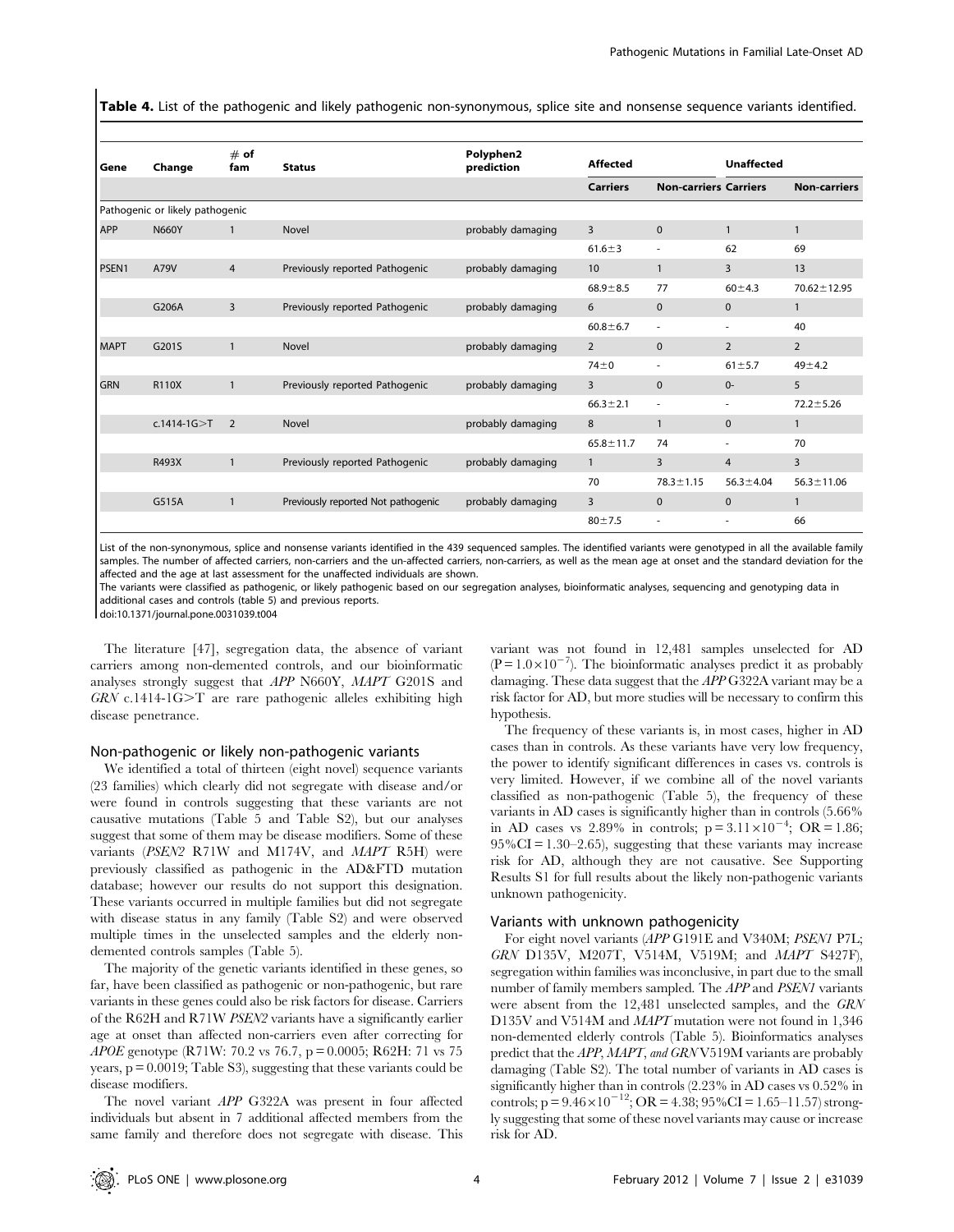**Table 4.** List of the pathogenic and likely pathogenic non-synonymous, splice site and nonsense sequence variants identified.

| Gene | Change | # of fam | Status | Polyphen2 prediction | Affected | | Unaffected | |
|---|---|---|---|---|---|---|---|---|
| | | | | | Carriers | Non-carriers | Carriers | Non-carriers |
| Pathogenic or likely pathogenic | | | | | | | | |
| APP | N660Y | 1 | Novel | probably damaging | 3 | 0 | 1 | 1 |
| | | | | | 61.6±3 | - | 62 | 69 |
| PSEN1 | A79V | 4 | Previously reported Pathogenic | probably damaging | 10 | 1 | 3 | 13 |
| | | | | | 68.9±8.5 | 77 | 60±4.3 | 70.62±12.95 |
| | G206A | 3 | Previously reported Pathogenic | probably damaging | 6 | 0 | 0 | 1 |
| | | | | | 60.8±6.7 | - | - | 40 |
| MAPT | G201S | 1 | Novel | probably damaging | 2 | 0 | 2 | 2 |
| | | | | | 74±0 | - | 61±5.7 | 49±4.2 |
| GRN | R110X | 1 | Previously reported Pathogenic | probably damaging | 3 | 0 | 0- | 5 |
| | | | | | 66.3±2.1 | - | - | 72.2±5.26 |
| | c.1414-1G>T | 2 | Novel | probably damaging | 8 | 1 | 0 | 1 |
| | | | | | 65.8±11.7 | 74 | - | 70 |
| | R493X | 1 | Previously reported Pathogenic | probably damaging | 1 | 3 | 4 | 3 |
| | | | | | 70 | 78.3±1.15 | 56.3±4.04 | 56.3±11.06 |
| | G515A | 1 | Previously reported Not pathogenic | probably damaging | 3 | 0 | 0 | 1 |
| | | | | | 80±7.5 | - | - | 66 |

List of the non-synonymous, splice and nonsense variants identified in the 439 sequenced samples. The identified variants were genotyped in all the available family samples. The number of affected carriers, non-carriers and the un-affected carriers, non-carriers, as well as the mean age at onset and the standard deviation for the affected and the age at last assessment for the unaffected individuals are shown.

The variants were classified as pathogenic, or likely pathogenic based on our segregation analyses, bioinformatic analyses, sequencing and genotyping data in additional cases and controls (table 5) and previous reports.

doi:10.1371/journal.pone.0031039.t004

The literature [47], segregation data, the absence of variant carriers among non-demented controls, and our bioinformatic analyses strongly suggest that *APP* N660Y, *MAPT* G201S and *GRN* c.1414-1G>T are rare pathogenic alleles exhibiting high disease penetrance.

### Non-pathogenic or likely non-pathogenic variants

We identified a total of thirteen (eight novel) sequence variants (23 families) which clearly did not segregate with disease and/or were found in controls suggesting that these variants are not causative mutations (Table 5 and Table S2), but our analyses suggest that some of them may be disease modifiers. Some of these variants (*PSEN2* R71W and M174V, and *MAPT* R5H) were previously classified as pathogenic in the AD&FTD mutation database; however our results do not support this designation. These variants occurred in multiple families but did not segregate with disease status in any family (Table S2) and were observed multiple times in the unselected samples and the elderly non-demented controls samples (Table 5).

The majority of the genetic variants identified in these genes, so far, have been classified as pathogenic or non-pathogenic, but rare variants in these genes could also be risk factors for disease. Carriers of the R62H and R71W *PSEN2* variants have a significantly earlier age at onset than affected non-carriers even after correcting for *APOE* genotype (R71W: 70.2 vs 76.7, $p = 0.0005$; R62H: 71 vs 75 years, $p = 0.0019$; Table S3), suggesting that these variants could be disease modifiers.

The novel variant *APP* G322A was present in four affected individuals but absent in 7 additional affected members from the same family and therefore does not segregate with disease. This variant was not found in 12,481 samples unselected for AD ($P = 1.0 \times 10^{-7}$). The bioinformatic analyses predict it as probably damaging. These data suggest that the *APP* G322A variant may be a risk factor for AD, but more studies will be necessary to confirm this hypothesis.

The frequency of these variants is, in most cases, higher in AD cases than in controls. As these variants have very low frequency, the power to identify significant differences in cases vs. controls is very limited. However, if we combine all of the novel variants classified as non-pathogenic (Table 5), the frequency of these variants in AD cases is significantly higher than in controls (5.66% in AD cases vs 2.89% in controls; $p = 3.11 \times 10^{-4}$; OR = 1.86; 95%CI = 1.30–2.65), suggesting that these variants may increase risk for AD, although they are not causative. See Supporting Results S1 for full results about the likely non-pathogenic variants unknown pathogenicity.

### Variants with unknown pathogenicity

For eight novel variants (*APP* G191E and V340M; *PSEN1* P7L; *GRN* D135V, M207T, V514M, V519M; and *MAPT* S427F), segregation within families was inconclusive, in part due to the small number of family members sampled. The *APP* and *PSEN1* variants were absent from the 12,481 unselected samples, and the *GRN* D135V and V514M and *MAPT* mutation were not found in 1,346 non-demented elderly controls (Table 5). Bioinformatics analyses predict that the *APP*, *MAPT*, *and GRN* V519M variants are probably damaging (Table S2). The total number of variants in AD cases is significantly higher than in controls (2.23% in AD cases vs 0.52% in controls; $p = 9.46 \times 10^{-12}$; OR = 4.38; 95%CI = 1.65–11.57) strongly suggesting that some of these novel variants may cause or increase risk for AD.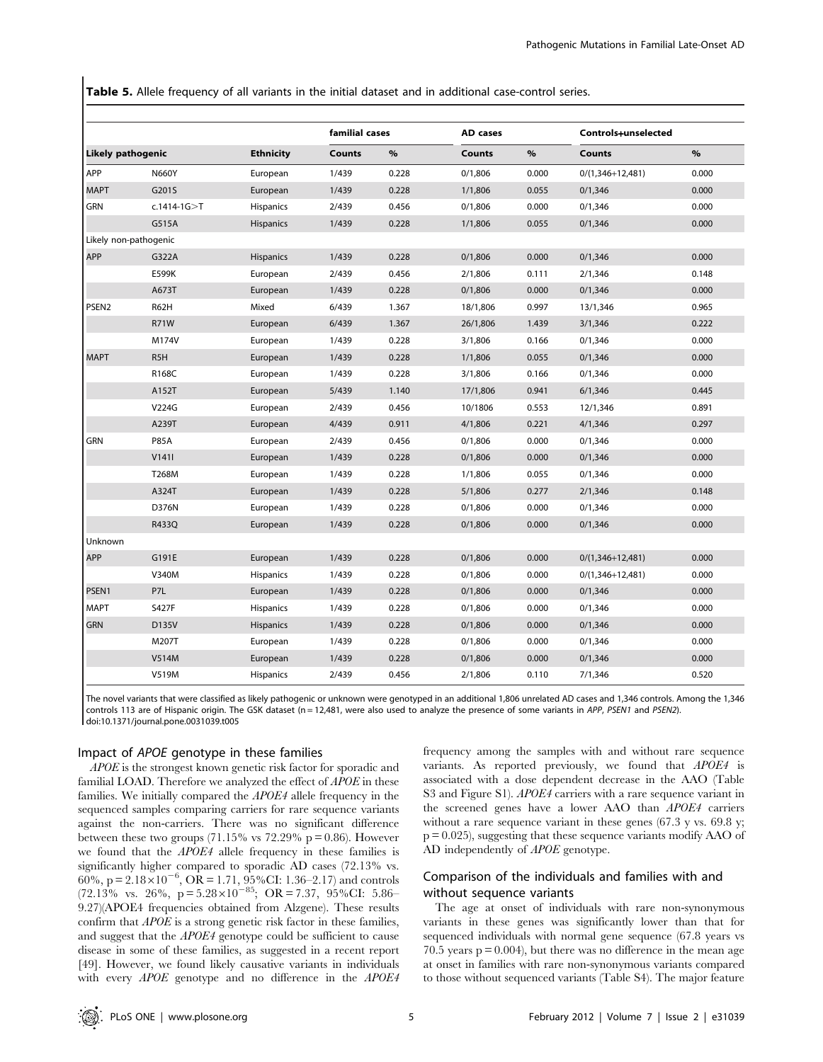**Table 5.** Allele frequency of all variants in the initial dataset and in additional case-control series.

| | | | familial cases | | AD cases | | Controls+unselected | |
|---|---|---|---|---|---|---|---|---|
| **Likely pathogenic** | | **Ethnicity** | **Counts** | **%** | **Counts** | **%** | **Counts** | **%** |
| APP | N660Y | European | 1/439 | 0.228 | 0/1,806 | 0.000 | 0/(1,346+12,481) | 0.000 |
| MAPT | G201S | European | 1/439 | 0.228 | 1/1,806 | 0.055 | 0/1,346 | 0.000 |
| GRN | c.1414-1G>T | Hispanics | 2/439 | 0.456 | 0/1,806 | 0.000 | 0/1,346 | 0.000 |
| | G515A | Hispanics | 1/439 | 0.228 | 1/1,806 | 0.055 | 0/1,346 | 0.000 |
| Likely non-pathogenic | | | | | | | | |
| APP | G322A | Hispanics | 1/439 | 0.228 | 0/1,806 | 0.000 | 0/1,346 | 0.000 |
| | E599K | European | 2/439 | 0.456 | 2/1,806 | 0.111 | 2/1,346 | 0.148 |
| | A673T | European | 1/439 | 0.228 | 0/1,806 | 0.000 | 0/1,346 | 0.000 |
| PSEN2 | R62H | Mixed | 6/439 | 1.367 | 18/1,806 | 0.997 | 13/1,346 | 0.965 |
| | R71W | European | 6/439 | 1.367 | 26/1,806 | 1.439 | 3/1,346 | 0.222 |
| | M174V | European | 1/439 | 0.228 | 3/1,806 | 0.166 | 0/1,346 | 0.000 |
| MAPT | R5H | European | 1/439 | 0.228 | 1/1,806 | 0.055 | 0/1,346 | 0.000 |
| | R168C | European | 1/439 | 0.228 | 3/1,806 | 0.166 | 0/1,346 | 0.000 |
| | A152T | European | 5/439 | 1.140 | 17/1,806 | 0.941 | 6/1,346 | 0.445 |
| | V224G | European | 2/439 | 0.456 | 10/1806 | 0.553 | 12/1,346 | 0.891 |
| | A239T | European | 4/439 | 0.911 | 4/1,806 | 0.221 | 4/1,346 | 0.297 |
| GRN | P85A | European | 2/439 | 0.456 | 0/1,806 | 0.000 | 0/1,346 | 0.000 |
| | V141I | European | 1/439 | 0.228 | 0/1,806 | 0.000 | 0/1,346 | 0.000 |
| | T268M | European | 1/439 | 0.228 | 1/1,806 | 0.055 | 0/1,346 | 0.000 |
| | A324T | European | 1/439 | 0.228 | 5/1,806 | 0.277 | 2/1,346 | 0.148 |
| | D376N | European | 1/439 | 0.228 | 0/1,806 | 0.000 | 0/1,346 | 0.000 |
| | R433Q | European | 1/439 | 0.228 | 0/1,806 | 0.000 | 0/1,346 | 0.000 |
| Unknown | | | | | | | | |
| APP | G191E | European | 1/439 | 0.228 | 0/1,806 | 0.000 | 0/(1,346+12,481) | 0.000 |
| | V340M | Hispanics | 1/439 | 0.228 | 0/1,806 | 0.000 | 0/(1,346+12,481) | 0.000 |
| PSEN1 | P7L | European | 1/439 | 0.228 | 0/1,806 | 0.000 | 0/1,346 | 0.000 |
| MAPT | S427F | Hispanics | 1/439 | 0.228 | 0/1,806 | 0.000 | 0/1,346 | 0.000 |
| GRN | D135V | Hispanics | 1/439 | 0.228 | 0/1,806 | 0.000 | 0/1,346 | 0.000 |
| | M207T | European | 1/439 | 0.228 | 0/1,806 | 0.000 | 0/1,346 | 0.000 |
| | V514M | European | 1/439 | 0.228 | 0/1,806 | 0.000 | 0/1,346 | 0.000 |
| | V519M | Hispanics | 2/439 | 0.456 | 2/1,806 | 0.110 | 7/1,346 | 0.520 |

The novel variants that were classified as likely pathogenic or unknown were genotyped in an additional 1,806 unrelated AD cases and 1,346 controls. Among the 1,346 controls 113 are of Hispanic origin. The GSK dataset (n = 12,481, were also used to analyze the presence of some variants in *APP*, *PSEN1* and *PSEN2*).
doi:10.1371/journal.pone.0031039.t005

## Impact of *APOE* genotype in these families

*APOE* is the strongest known genetic risk factor for sporadic and familial LOAD. Therefore we analyzed the effect of *APOE* in these families. We initially compared the *APOE4* allele frequency in the sequenced samples comparing carriers for rare sequence variants against the non-carriers. There was no significant difference between these two groups (71.15% vs 72.29% $p = 0.86$). However we found that the *APOE4* allele frequency in these families is significantly higher compared to sporadic AD cases (72.13% vs. 60%, $p = 2.18 \times 10^{-6}$, OR = 1.71, 95%CI: 1.36–2.17) and controls (72.13% vs. 26%, $p = 5.28 \times 10^{-85}$; OR = 7.37, 95%CI: 5.86–9.27)(APOE4 frequencies obtained from Alzgene). These results confirm that *APOE* is a strong genetic risk factor in these families, and suggest that the *APOE4* genotype could be sufficient to cause disease in some of these families, as suggested in a recent report [49]. However, we found likely causative variants in individuals with every *APOE* genotype and no difference in the *APOE4* frequency among the samples with and without rare sequence variants. As reported previously, we found that *APOE4* is associated with a dose dependent decrease in the AAO (Table S3 and Figure S1). *APOE4* carriers with a rare sequence variant in the screened genes have a lower AAO than *APOE4* carriers without a rare sequence variant in these genes (67.3 y vs. 69.8 y; $p = 0.025$), suggesting that these sequence variants modify AAO of AD independently of *APOE* genotype.

## Comparison of the individuals and families with and without sequence variants

The age at onset of individuals with rare non-synonymous variants in these genes was significantly lower than that for sequenced individuals with normal gene sequence (67.8 years vs 70.5 years $p = 0.004$), but there was no difference in the mean age at onset in families with rare non-synonymous variants compared to those without sequenced variants (Table S4). The major feature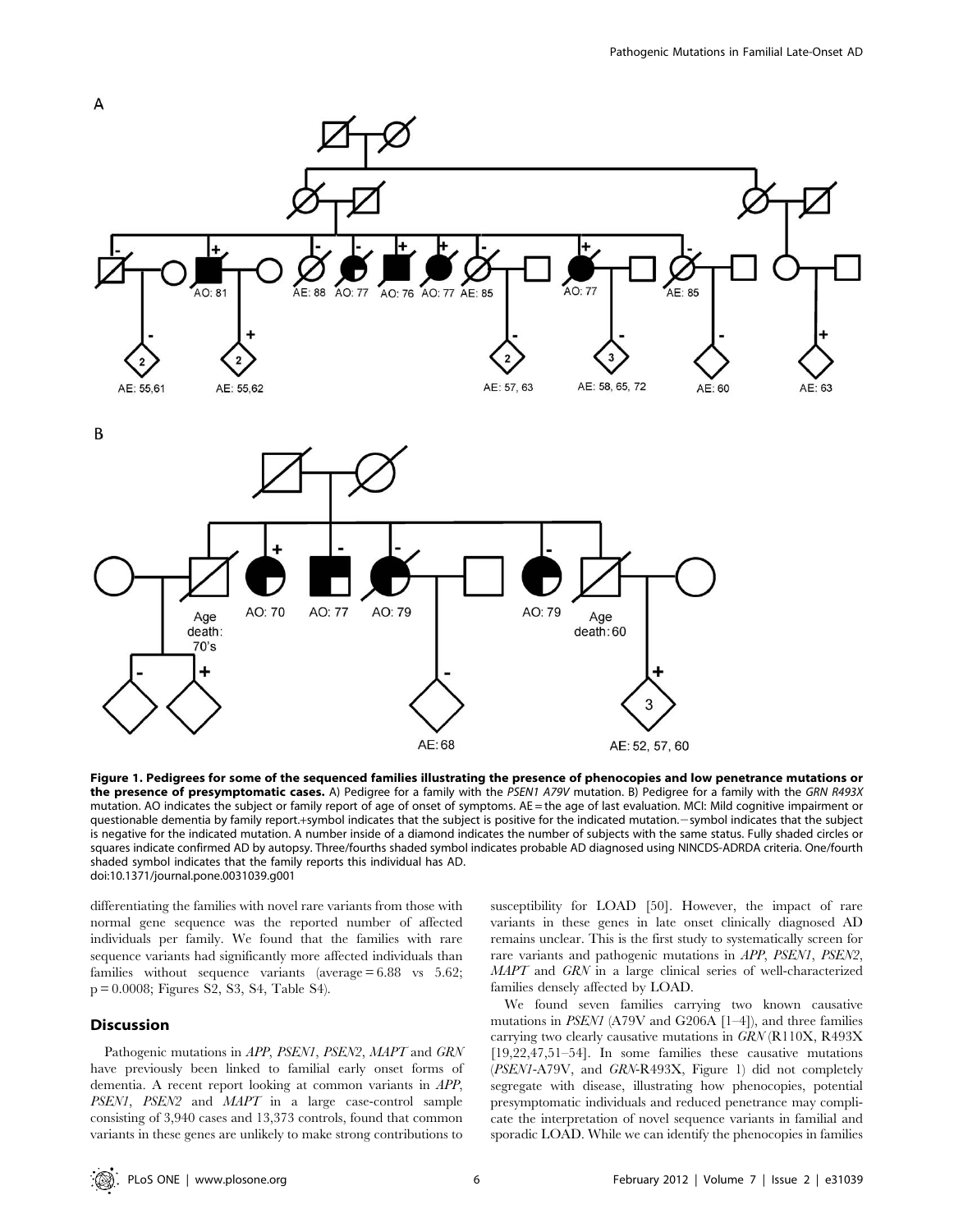**Figure 1. Pedigrees for some of the sequenced families illustrating the presence of phenocopies and low penetrance mutations or the presence of presymptomatic cases.** A) Pedigree for a family with the *PSEN1 A79V* mutation. B) Pedigree for a family with the *GRN R493X* mutation. AO indicates the subject or family report of age of onset of symptoms. AE = the age of last evaluation. MCI: Mild cognitive impairment or questionable dementia by family report.+symbol indicates that the subject is positive for the indicated mutation.− symbol indicates that the subject is negative for the indicated mutation. A number inside of a diamond indicates the number of subjects with the same status. Fully shaded circles or squares indicate confirmed AD by autopsy. Three/fourths shaded symbol indicates probable AD diagnosed using NINCDS-ADRDA criteria. One/fourth shaded symbol indicates that the family reports this individual has AD.
doi:10.1371/journal.pone.0031039.g001

differentiating the families with novel rare variants from those with normal gene sequence was the reported number of affected individuals per family. We found that the families with rare sequence variants had significantly more affected individuals than families without sequence variants (average = 6.88 vs 5.62; p = 0.0008; Figures S2, S3, S4, Table S4).

## Discussion

Pathogenic mutations in *APP*, *PSEN1*, *PSEN2*, *MAPT* and *GRN* have previously been linked to familial early onset forms of dementia. A recent report looking at common variants in *APP*, *PSEN1*, *PSEN2* and *MAPT* in a large case-control sample consisting of 3,940 cases and 13,373 controls, found that common variants in these genes are unlikely to make strong contributions to susceptibility for LOAD [50]. However, the impact of rare variants in these genes in late onset clinically diagnosed AD remains unclear. This is the first study to systematically screen for rare variants and pathogenic mutations in *APP*, *PSEN1*, *PSEN2*, *MAPT* and *GRN* in a large clinical series of well-characterized families densely affected by LOAD.

We found seven families carrying two known causative mutations in *PSEN1* (A79V and G206A [1–4]), and three families carrying two clearly causative mutations in *GRN* (R110X, R493X [19,22,47,51–54]. In some families these causative mutations (*PSEN1*-A79V, and *GRN*-R493X, Figure 1) did not completely segregate with disease, illustrating how phenocopies, potential presymptomatic individuals and reduced penetrance may complicate the interpretation of novel sequence variants in familial and sporadic LOAD. While we can identify the phenocopies in families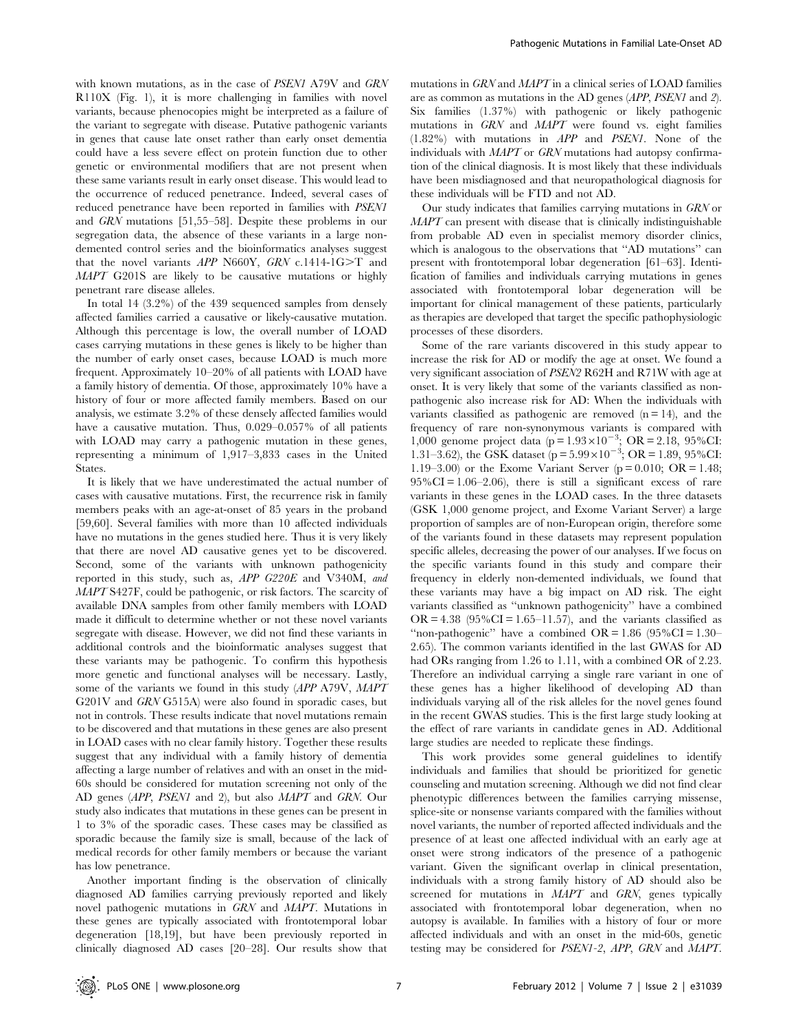with known mutations, as in the case of *PSEN1* A79V and *GRN* R110X (Fig. 1), it is more challenging in families with novel variants, because phenocopies might be interpreted as a failure of the variant to segregate with disease. Putative pathogenic variants in genes that cause late onset rather than early onset dementia could have a less severe effect on protein function due to other genetic or environmental modifiers that are not present when these same variants result in early onset disease. This would lead to the occurrence of reduced penetrance. Indeed, several cases of reduced penetrance have been reported in families with *PSEN1* and *GRN* mutations [51,55–58]. Despite these problems in our segregation data, the absence of these variants in a large non-demented control series and the bioinformatics analyses suggest that the novel variants *APP* N660Y, *GRN* c.1414-1G>T and *MAPT* G201S are likely to be causative mutations or highly penetrant rare disease alleles.

In total 14 (3.2%) of the 439 sequenced samples from densely affected families carried a causative or likely-causative mutation. Although this percentage is low, the overall number of LOAD cases carrying mutations in these genes is likely to be higher than the number of early onset cases, because LOAD is much more frequent. Approximately 10–20% of all patients with LOAD have a family history of dementia. Of those, approximately 10% have a history of four or more affected family members. Based on our analysis, we estimate 3.2% of these densely affected families would have a causative mutation. Thus, 0.029–0.057% of all patients with LOAD may carry a pathogenic mutation in these genes, representing a minimum of 1,917–3,833 cases in the United States.

It is likely that we have underestimated the actual number of cases with causative mutations. First, the recurrence risk in family members peaks with an age-at-onset of 85 years in the proband [59,60]. Several families with more than 10 affected individuals have no mutations in the genes studied here. Thus it is very likely that there are novel AD causative genes yet to be discovered. Second, some of the variants with unknown pathogenicity reported in this study, such as, *APP G220E* and V340M, *and MAPT* S427F, could be pathogenic, or risk factors. The scarcity of available DNA samples from other family members with LOAD made it difficult to determine whether or not these novel variants segregate with disease. However, we did not find these variants in additional controls and the bioinformatic analyses suggest that these variants may be pathogenic. To confirm this hypothesis more genetic and functional analyses will be necessary. Lastly, some of the variants we found in this study (*APP* A79V, *MAPT* G201V and *GRN* G515A) were also found in sporadic cases, but not in controls. These results indicate that novel mutations remain to be discovered and that mutations in these genes are also present in LOAD cases with no clear family history. Together these results suggest that any individual with a family history of dementia affecting a large number of relatives and with an onset in the mid-60s should be considered for mutation screening not only of the AD genes (*APP*, *PSEN1* and 2), but also *MAPT* and *GRN*. Our study also indicates that mutations in these genes can be present in 1 to 3% of the sporadic cases. These cases may be classified as sporadic because the family size is small, because of the lack of medical records for other family members or because the variant has low penetrance.

Another important finding is the observation of clinically diagnosed AD families carrying previously reported and likely novel pathogenic mutations in *GRN* and *MAPT*. Mutations in these genes are typically associated with frontotemporal lobar degeneration [18,19], but have been previously reported in clinically diagnosed AD cases [20–28]. Our results show that mutations in *GRN* and *MAPT* in a clinical series of LOAD families are as common as mutations in the AD genes (*APP*, *PSEN1* and *2*). Six families (1.37%) with pathogenic or likely pathogenic mutations in *GRN* and *MAPT* were found vs. eight families (1.82%) with mutations in *APP* and *PSEN1*. None of the individuals with *MAPT* or *GRN* mutations had autopsy confirmation of the clinical diagnosis. It is most likely that these individuals have been misdiagnosed and that neuropathological diagnosis for these individuals will be FTD and not AD.

Our study indicates that families carrying mutations in *GRN* or *MAPT* can present with disease that is clinically indistinguishable from probable AD even in specialist memory disorder clinics, which is analogous to the observations that "AD mutations" can present with frontotemporal lobar degeneration [61–63]. Identification of families and individuals carrying mutations in genes associated with frontotemporal lobar degeneration will be important for clinical management of these patients, particularly as therapies are developed that target the specific pathophysiologic processes of these disorders.

Some of the rare variants discovered in this study appear to increase the risk for AD or modify the age at onset. We found a very significant association of *PSEN2* R62H and R71W with age at onset. It is very likely that some of the variants classified as non-pathogenic also increase risk for AD: When the individuals with variants classified as pathogenic are removed ($n = 14$), and the frequency of rare non-synonymous variants is compared with 1,000 genome project data ($p = 1.93 \times 10^{-3}$; OR = 2.18, 95%CI: 1.31–3.62), the GSK dataset ($p = 5.99 \times 10^{-3}$; OR = 1.89, 95%CI: 1.19–3.00) or the Exome Variant Server ($p = 0.010$; OR = 1.48; 95%CI = 1.06–2.06), there is still a significant excess of rare variants in these genes in the LOAD cases. In the three datasets (GSK 1,000 genome project, and Exome Variant Server) a large proportion of samples are of non-European origin, therefore some of the variants found in these datasets may represent population specific alleles, decreasing the power of our analyses. If we focus on the specific variants found in this study and compare their frequency in elderly non-demented individuals, we found that these variants may have a big impact on AD risk. The eight variants classified as "unknown pathogenicity" have a combined OR = 4.38 (95%CI = 1.65–11.57), and the variants classified as "non-pathogenic" have a combined OR = 1.86 (95%CI = 1.30–2.65). The common variants identified in the last GWAS for AD had ORs ranging from 1.26 to 1.11, with a combined OR of 2.23. Therefore an individual carrying a single rare variant in one of these genes has a higher likelihood of developing AD than individuals varying all of the risk alleles for the novel genes found in the recent GWAS studies. This is the first large study looking at the effect of rare variants in candidate genes in AD. Additional large studies are needed to replicate these findings.

This work provides some general guidelines to identify individuals and families that should be prioritized for genetic counseling and mutation screening. Although we did not find clear phenotypic differences between the families carrying missense, splice-site or nonsense variants compared with the families without novel variants, the number of reported affected individuals and the presence of at least one affected individual with an early age at onset were strong indicators of the presence of a pathogenic variant. Given the significant overlap in clinical presentation, individuals with a strong family history of AD should also be screened for mutations in *MAPT* and *GRN*, genes typically associated with frontotemporal lobar degeneration, when no autopsy is available. In families with a history of four or more affected individuals and with an onset in the mid-60s, genetic testing may be considered for *PSEN1-2*, *APP*, *GRN* and *MAPT*.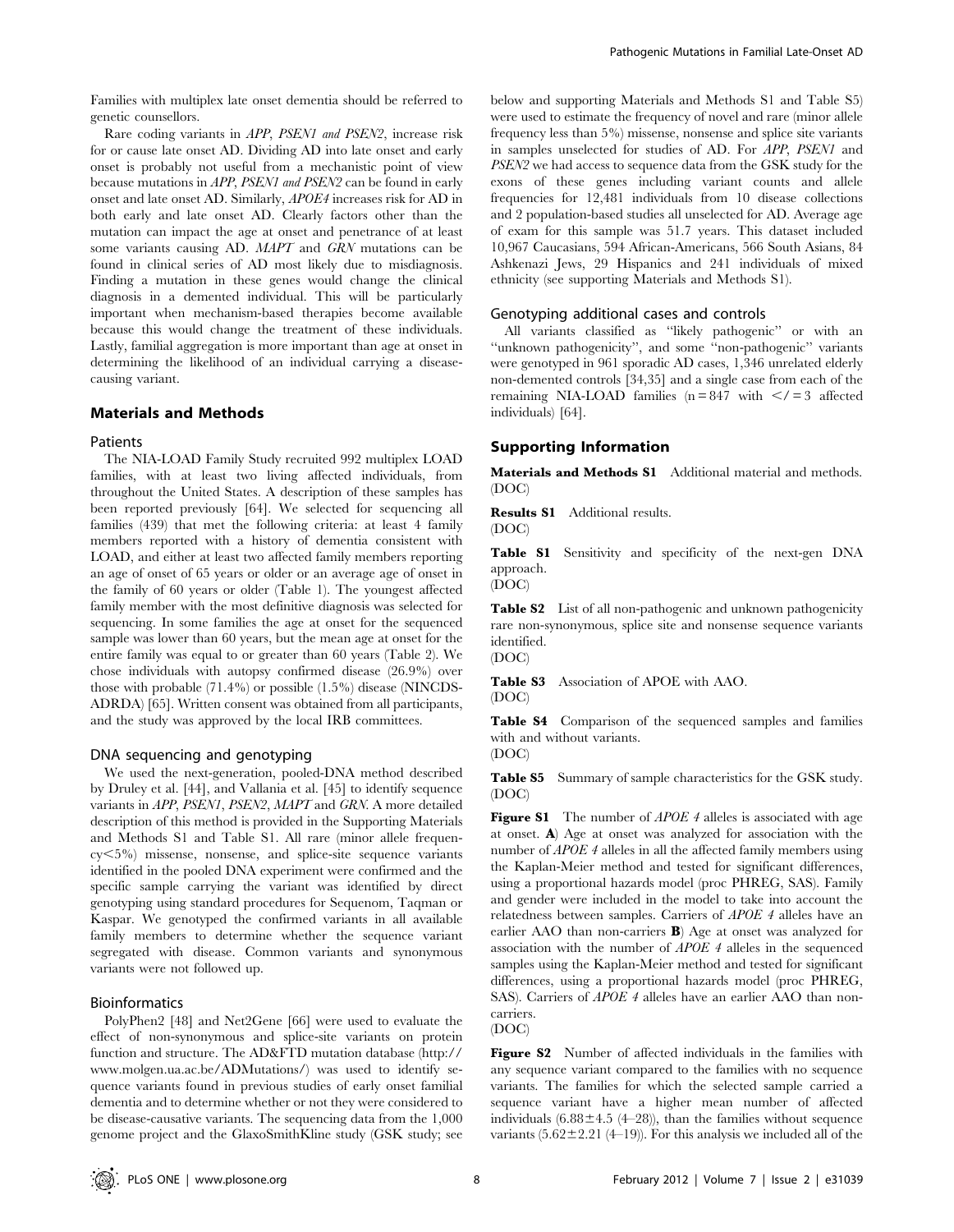Families with multiplex late onset dementia should be referred to genetic counsellors.

Rare coding variants in *APP*, *PSEN1 and PSEN2*, increase risk for or cause late onset AD. Dividing AD into late onset and early onset is probably not useful from a mechanistic point of view because mutations in *APP*, *PSEN1* and *PSEN2* can be found in early onset and late onset AD. Similarly, *APOE4* increases risk for AD in both early and late onset AD. Clearly factors other than the mutation can impact the age at onset and penetrance of at least some variants causing AD. *MAPT* and *GRN* mutations can be found in clinical series of AD most likely due to misdiagnosis. Finding a mutation in these genes would change the clinical diagnosis in a demented individual. This will be particularly important when mechanism-based therapies become available because this would change the treatment of these individuals. Lastly, familial aggregation is more important than age at onset in determining the likelihood of an individual carrying a disease-causing variant.

## Materials and Methods

### Patients

The NIA-LOAD Family Study recruited 992 multiplex LOAD families, with at least two living affected individuals, from throughout the United States. A description of these samples has been reported previously [64]. We selected for sequencing all families (439) that met the following criteria: at least 4 family members reported with a history of dementia consistent with LOAD, and either at least two affected family members reporting an age of onset of 65 years or older or an average age of onset in the family of 60 years or older (Table 1). The youngest affected family member with the most definitive diagnosis was selected for sequencing. In some families the age at onset for the sequenced sample was lower than 60 years, but the mean age at onset for the entire family was equal to or greater than 60 years (Table 2). We chose individuals with autopsy confirmed disease (26.9%) over those with probable (71.4%) or possible (1.5%) disease (NINCDS-ADRDA) [65]. Written consent was obtained from all participants, and the study was approved by the local IRB committees.

### DNA sequencing and genotyping

We used the next-generation, pooled-DNA method described by Druley et al. [44], and Vallania et al. [45] to identify sequence variants in *APP*, *PSEN1*, *PSEN2*, *MAPT* and *GRN*. A more detailed description of this method is provided in the Supporting Materials and Methods S1 and Table S1. All rare (minor allele frequency<5%) missense, nonsense, and splice-site sequence variants identified in the pooled DNA experiment were confirmed and the specific sample carrying the variant was identified by direct genotyping using standard procedures for Sequenom, Taqman or Kaspar. We genotyped the confirmed variants in all available family members to determine whether the sequence variant segregated with disease. Common variants and synonymous variants were not followed up.

### Bioinformatics

PolyPhen2 [48] and Net2Gene [66] were used to evaluate the effect of non-synonymous and splice-site variants on protein function and structure. The AD&FTD mutation database (http://www.molgen.ua.ac.be/ADMutations/) was used to identify sequence variants found in previous studies of early onset familial dementia and to determine whether or not they were considered to be disease-causative variants. The sequencing data from the 1,000 genome project and the GlaxoSmithKline study (GSK study; see below and supporting Materials and Methods S1 and Table S5) were used to estimate the frequency of novel and rare (minor allele frequency less than 5%) missense, nonsense and splice site variants in samples unselected for studies of AD. For *APP*, *PSEN1* and *PSEN2* we had access to sequence data from the GSK study for the exons of these genes including variant counts and allele frequencies for 12,481 individuals from 10 disease collections and 2 population-based studies all unselected for AD. Average age of exam for this sample was 51.7 years. This dataset included 10,967 Caucasians, 594 African-Americans, 566 South Asians, 84 Ashkenazi Jews, 29 Hispanics and 241 individuals of mixed ethnicity (see supporting Materials and Methods S1).

### Genotyping additional cases and controls

All variants classified as "likely pathogenic" or with an "unknown pathogenicity", and some "non-pathogenic" variants were genotyped in 961 sporadic AD cases, 1,346 unrelated elderly non-demented controls [34,35] and a single case from each of the remaining NIA-LOAD families (n = 847 with </= 3 affected individuals) [64].

## Supporting Information

**Materials and Methods S1** Additional material and methods. (DOC)

**Results S1** Additional results. (DOC)

**Table S1** Sensitivity and specificity of the next-gen DNA approach. (DOC)

**Table S2** List of all non-pathogenic and unknown pathogenicity rare non-synonymous, splice site and nonsense sequence variants identified. (DOC)

**Table S3** Association of APOE with AAO. (DOC)

**Table S4** Comparison of the sequenced samples and families with and without variants. (DOC)

**Table S5** Summary of sample characteristics for the GSK study. (DOC)

**Figure S1** The number of *APOE 4* alleles is associated with age at onset. **A**) Age at onset was analyzed for association with the number of *APOE 4* alleles in all the affected family members using the Kaplan-Meier method and tested for significant differences, using a proportional hazards model (proc PHREG, SAS). Family and gender were included in the model to take into account the relatedness between samples. Carriers of *APOE 4* alleles have an earlier AAO than non-carriers **B**) Age at onset was analyzed for association with the number of *APOE 4* alleles in the sequenced samples using the Kaplan-Meier method and tested for significant differences, using a proportional hazards model (proc PHREG, SAS). Carriers of *APOE 4* alleles have an earlier AAO than non-carriers. (DOC)

**Figure S2** Number of affected individuals in the families with any sequence variant compared to the families with no sequence variants. The families for which the selected sample carried a sequence variant have a higher mean number of affected individuals (6.88±4.5 (4–28)), than the families without sequence variants (5.62±2.21 (4–19)). For this analysis we included all of the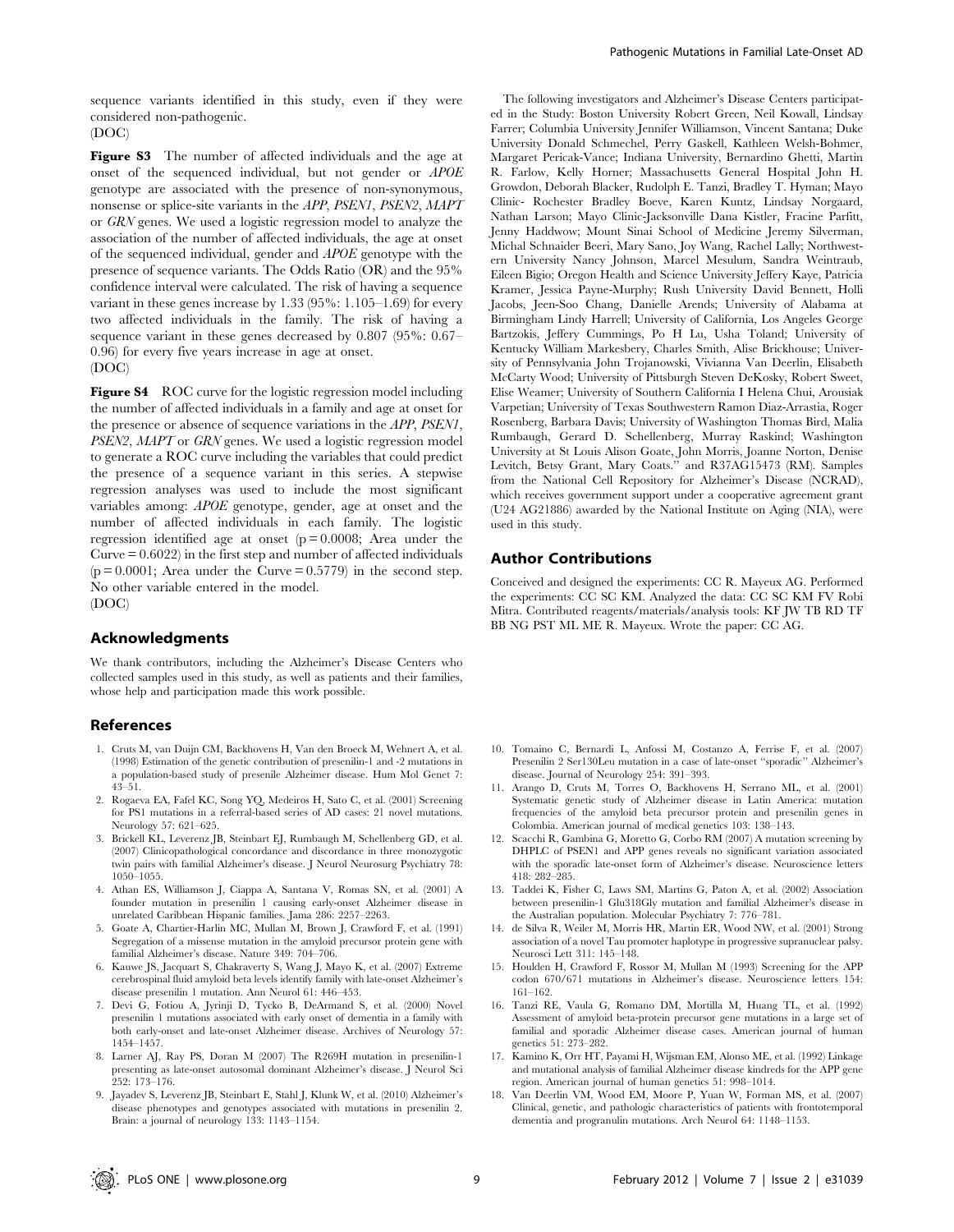sequence variants identified in this study, even if they were considered non-pathogenic.
(DOC)

**Figure S3** The number of affected individuals and the age at onset of the sequenced individual, but not gender or *APOE* genotype are associated with the presence of non-synonymous, nonsense or splice-site variants in the *APP*, *PSEN1*, *PSEN2*, *MAPT* or *GRN* genes. We used a logistic regression model to analyze the association of the number of affected individuals, the age at onset of the sequenced individual, gender and *APOE* genotype with the presence of sequence variants. The Odds Ratio (OR) and the 95% confidence interval were calculated. The risk of having a sequence variant in these genes increase by 1.33 (95%: 1.105–1.69) for every two affected individuals in the family. The risk of having a sequence variant in these genes decreased by 0.807 (95%: 0.67–0.96) for every five years increase in age at onset.
(DOC)

**Figure S4** ROC curve for the logistic regression model including the number of affected individuals in a family and age at onset for the presence or absence of sequence variations in the *APP*, *PSEN1*, *PSEN2*, *MAPT* or *GRN* genes. We used a logistic regression model to generate a ROC curve including the variables that could predict the presence of a sequence variant in this series. A stepwise regression analyses was used to include the most significant variables among: *APOE* genotype, gender, age at onset and the number of affected individuals in each family. The logistic regression identified age at onset ($p = 0.0008$; Area under the Curve = 0.6022) in the first step and number of affected individuals ($p = 0.0001$; Area under the Curve = 0.5779) in the second step. No other variable entered in the model.
(DOC)

## Acknowledgments

We thank contributors, including the Alzheimer's Disease Centers who collected samples used in this study, as well as patients and their families, whose help and participation made this work possible.

The following investigators and Alzheimer's Disease Centers participated in the Study: Boston University Robert Green, Neil Kowall, Lindsay Farrer; Columbia University Jennifer Williamson, Vincent Santana; Duke University Donald Schmechel, Perry Gaskell, Kathleen Welsh-Bohmer, Margaret Pericak-Vance; Indiana University, Bernardino Ghetti, Martin R. Farlow, Kelly Horner; Massachusetts General Hospital John H. Growdon, Deborah Blacker, Rudolph E. Tanzi, Bradley T. Hyman; Mayo Clinic- Rochester Bradley Boeve, Karen Kuntz, Lindsay Norgaard, Nathan Larson; Mayo Clinic-Jacksonville Dana Kistler, Fracine Parfitt, Jenny Haddwow; Mount Sinai School of Medicine Jeremy Silverman, Michal Schnaider Beeri, Mary Sano, Joy Wang, Rachel Lally; Northwestern University Nancy Johnson, Marcel Mesulum, Sandra Weintraub, Eileen Bigio; Oregon Health and Science University Jeffery Kaye, Patricia Kramer, Jessica Payne-Murphy; Rush University David Bennett, Holli Jacobs, Jeen-Soo Chang, Danielle Arends; University of Alabama at Birmingham Lindy Harrell; University of California, Los Angeles George Bartzokis, Jeffery Cummings, Po H Lu, Usha Toland; University of Kentucky William Markesbery, Charles Smith, Alise Brickhouse; University of Pennsylvania John Trojanowski, Vivianna Van Deerlin, Elisabeth McCarty Wood; University of Pittsburgh Steven DeKosky, Robert Sweet, Elise Weamer; University of Southern California I Helena Chui, Arousiak Varpetian; University of Texas Southwestern Ramon Diaz-Arrastia, Roger Rosenberg, Barbara Davis; University of Washington Thomas Bird, Malia Rumbaugh, Gerard D. Schellenberg, Murray Raskind; Washington University at St Louis Alison Goate, John Morris, Joanne Norton, Denise Levitch, Betsy Grant, Mary Coats." and R37AG15473 (RM). Samples from the National Cell Repository for Alzheimer's Disease (NCRAD), which receives government support under a cooperative agreement grant (U24 AG21886) awarded by the National Institute on Aging (NIA), were used in this study.

## Author Contributions

Conceived and designed the experiments: CC R. Mayeux AG. Performed the experiments: CC SC KM. Analyzed the data: CC SC KM FV Robi Mitra. Contributed reagents/materials/analysis tools: KF JW TB RD TF BB NG PST ML ME R. Mayeux. Wrote the paper: CC AG.

## References

1. Cruts M, van Duijn CM, Backhovens H, Van den Broeck M, Wehnert A, et al. (1998) Estimation of the genetic contribution of presenilin-1 and -2 mutations in a population-based study of presenile Alzheimer disease. Hum Mol Genet 7: 43–51.
2. Rogaeva EA, Fafel KC, Song YQ, Medeiros H, Sato C, et al. (2001) Screening for PS1 mutations in a referral-based series of AD cases: 21 novel mutations. Neurology 57: 621–625.
3. Brickell KL, Leverenz JB, Steinbart EJ, Rumbaugh M, Schellenberg GD, et al. (2007) Clinicopathological concordance and discordance in three monozygotic twin pairs with familial Alzheimer's disease. J Neurol Neurosurg Psychiatry 78: 1050–1055.
4. Athan ES, Williamson J, Ciappa A, Santana V, Romas SN, et al. (2001) A founder mutation in presenilin 1 causing early-onset Alzheimer disease in unrelated Caribbean Hispanic families. Jama 286: 2257–2263.
5. Goate A, Chartier-Harlin MC, Mullan M, Brown J, Crawford F, et al. (1991) Segregation of a missense mutation in the amyloid precursor protein gene with familial Alzheimer's disease. Nature 349: 704–706.
6. Kauwe JS, Jacquart S, Chakraverty S, Wang J, Mayo K, et al. (2007) Extreme cerebrospinal fluid amyloid beta levels identify family with late-onset Alzheimer's disease presenilin 1 mutation. Ann Neurol 61: 446–453.
7. Devi G, Fotiou A, Jyrinji D, Tycko B, DeArmand S, et al. (2000) Novel presenilin 1 mutations associated with early onset of dementia in a family with both early-onset and late-onset Alzheimer disease. Archives of Neurology 57: 1454–1457.
8. Larner AJ, Ray PS, Doran M (2007) The R269H mutation in presenilin-1 presenting as late-onset autosomal dominant Alzheimer's disease. J Neurol Sci 252: 173–176.
9. Jayadev S, Leverenz JB, Steinbart E, Stahl J, Klunk W, et al. (2010) Alzheimer's disease phenotypes and genotypes associated with mutations in presenilin 2. Brain: a journal of neurology 133: 1143–1154.
10. Tomaino C, Bernardi L, Anfossi M, Costanzo A, Ferrise F, et al. (2007) Presenilin 2 Ser130Leu mutation in a case of late-onset "sporadic" Alzheimer's disease. Journal of Neurology 254: 391–393.
11. Arango D, Cruts M, Torres O, Backhovens H, Serrano ML, et al. (2001) Systematic genetic study of Alzheimer disease in Latin America: mutation frequencies of the amyloid beta precursor protein and presenilin genes in Colombia. American journal of medical genetics 103: 138–143.
12. Scacchi R, Gambina G, Moretto G, Corbo RM (2007) A mutation screening by DHPLC of PSEN1 and APP genes reveals no significant variation associated with the sporadic late-onset form of Alzheimer's disease. Neuroscience letters 418: 282–285.
13. Taddei K, Fisher C, Laws SM, Martins G, Paton A, et al. (2002) Association between presenilin-1 Glu318Gly mutation and familial Alzheimer's disease in the Australian population. Molecular Psychiatry 7: 776–781.
14. de Silva R, Weiler M, Morris HR, Martin ER, Wood NW, et al. (2001) Strong association of a novel Tau promoter haplotype in progressive supranuclear palsy. Neurosci Lett 311: 145–148.
15. Houlden H, Crawford F, Rossor M, Mullan M (1993) Screening for the APP codon 670/671 mutations in Alzheimer's disease. Neuroscience letters 154: 161–162.
16. Tanzi RE, Vaula G, Romano DM, Mortilla M, Huang TL, et al. (1992) Assessment of amyloid beta-protein precursor gene mutations in a large set of familial and sporadic Alzheimer disease cases. American journal of human genetics 51: 273–282.
17. Kamino K, Orr HT, Payami H, Wijsman EM, Alonso ME, et al. (1992) Linkage and mutational analysis of familial Alzheimer disease kindreds for the APP gene region. American journal of human genetics 51: 998–1014.
18. Van Deerlin VM, Wood EM, Moore P, Yuan W, Forman MS, et al. (2007) Clinical, genetic, and pathologic characteristics of patients with frontotemporal dementia and progranulin mutations. Arch Neurol 64: 1148–1153.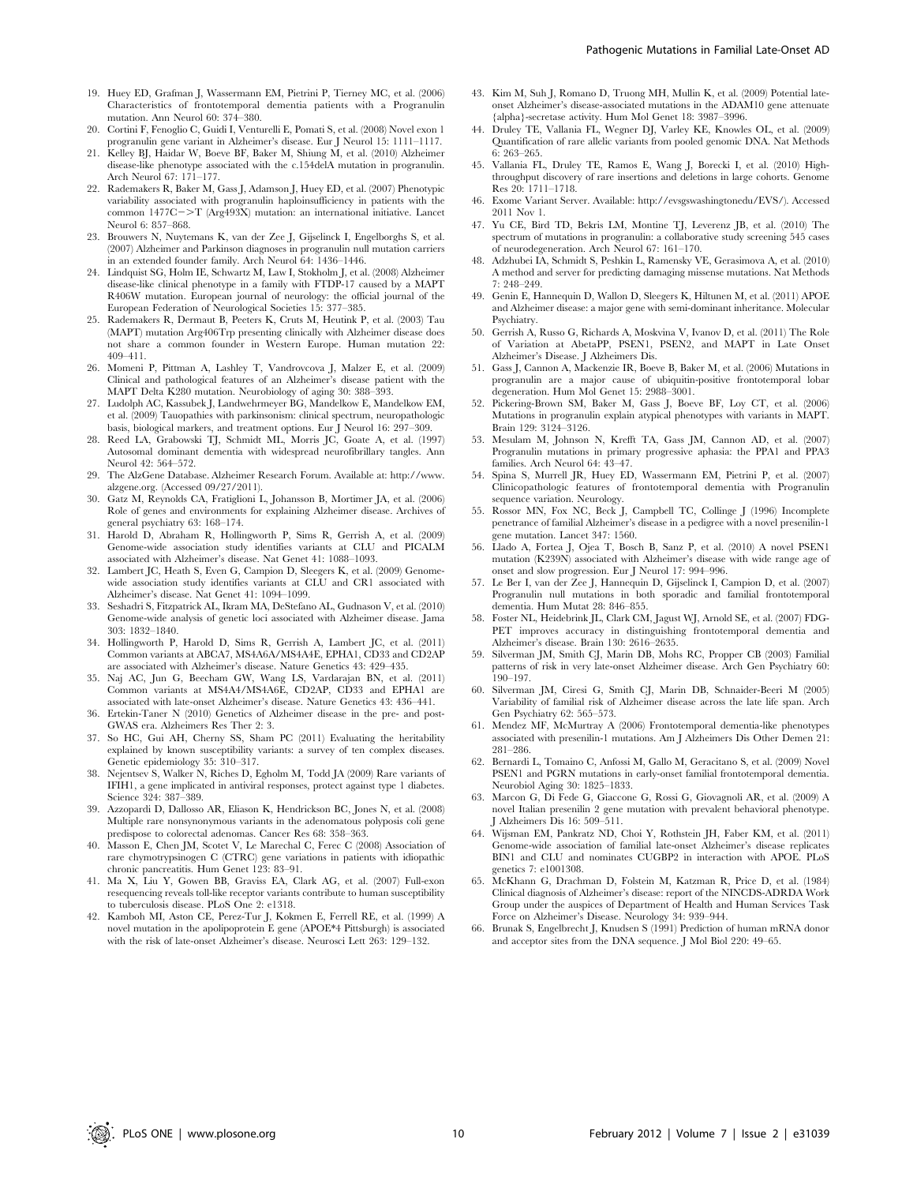19. Huey ED, Grafman J, Wassermann EM, Pietrini P, Tierney MC, et al. (2006) Characteristics of frontotemporal dementia patients with a Progranulin mutation. Ann Neurol 60: 374–380.
20. Cortini F, Fenoglio C, Guidi I, Venturelli E, Pomati S, et al. (2008) Novel exon 1 progranulin gene variant in Alzheimer's disease. Eur J Neurol 15: 1111–1117.
21. Kelley BJ, Haidar W, Boeve BF, Baker M, Shiung M, et al. (2010) Alzheimer disease-like phenotype associated with the c.154delA mutation in progranulin. Arch Neurol 67: 171–177.
22. Rademakers R, Baker M, Gass J, Adamson J, Huey ED, et al. (2007) Phenotypic variability associated with progranulin haploinsufficiency in patients with the common 1477C->T (Arg493X) mutation: an international initiative. Lancet Neurol 6: 857–868.
23. Brouwers N, Nuytemans K, van der Zee J, Gijselinck I, Engelborghs S, et al. (2007) Alzheimer and Parkinson diagnoses in progranulin null mutation carriers in an extended founder family. Arch Neurol 64: 1436–1446.
24. Lindquist SG, Holm IE, Schwartz M, Law I, Stokholm J, et al. (2008) Alzheimer disease-like clinical phenotype in a family with FTDP-17 caused by a MAPT R406W mutation. European journal of neurology: the official journal of the European Federation of Neurological Societies 15: 377–385.
25. Rademakers R, Dermaut B, Peeters K, Cruts M, Heutink P, et al. (2003) Tau (MAPT) mutation Arg406Trp presenting clinically with Alzheimer disease does not share a common founder in Western Europe. Human mutation 22: 409–411.
26. Momeni P, Pittman A, Lashley T, Vandrovcova J, Malzer E, et al. (2009) Clinical and pathological features of an Alzheimer's disease patient with the MAPT Delta K280 mutation. Neurobiology of aging 30: 388–393.
27. Ludolph AC, Kassubek J, Landwehrmeyer BG, Mandelkow E, Mandelkow EM, et al. (2009) Tauopathies with parkinsonism: clinical spectrum, neuropathologic basis, biological markers, and treatment options. Eur J Neurol 16: 297–309.
28. Reed LA, Grabowski TJ, Schmidt ML, Morris JC, Goate A, et al. (1997) Autosomal dominant dementia with widespread neurofibrillary tangles. Ann Neurol 42: 564–572.
29. The AlzGene Database. Alzheimer Research Forum. Available at: http://www.alzgene.org. (Accessed 09/27/2011).
30. Gatz M, Reynolds CA, Fratiglioni L, Johansson B, Mortimer JA, et al. (2006) Role of genes and environments for explaining Alzheimer disease. Archives of general psychiatry 63: 168–174.
31. Harold D, Abraham R, Hollingworth P, Sims R, Gerrish A, et al. (2009) Genome-wide association study identifies variants at CLU and PICALM associated with Alzheimer's disease. Nat Genet 41: 1088–1093.
32. Lambert JC, Heath S, Even G, Campion D, Sleegers K, et al. (2009) Genome-wide association study identifies variants at CLU and CR1 associated with Alzheimer's disease. Nat Genet 41: 1094–1099.
33. Seshadri S, Fitzpatrick AL, Ikram MA, DeStefano AL, Gudnason V, et al. (2010) Genome-wide analysis of genetic loci associated with Alzheimer disease. Jama 303: 1832–1840.
34. Hollingworth P, Harold D, Sims R, Gerrish A, Lambert JC, et al. (2011) Common variants at ABCA7, MS4A6A/MS4A4E, EPHA1, CD33 and CD2AP are associated with Alzheimer's disease. Nature Genetics 43: 429–435.
35. Naj AC, Jun G, Beecham GW, Wang LS, Vardarajan BN, et al. (2011) Common variants at MS4A4/MS4A6E, CD2AP, CD33 and EPHA1 are associated with late-onset Alzheimer's disease. Nature Genetics 43: 436–441.
36. Ertekin-Taner N (2010) Genetics of Alzheimer disease in the pre- and post-GWAS era. Alzheimers Res Ther 2: 3.
37. So HC, Gui AH, Cherny SS, Sham PC (2011) Evaluating the heritability explained by known susceptibility variants: a survey of ten complex diseases. Genetic epidemiology 35: 310–317.
38. Nejentsev S, Walker N, Riches D, Egholm M, Todd JA (2009) Rare variants of IFIH1, a gene implicated in antiviral responses, protect against type 1 diabetes. Science 324: 387–389.
39. Azzopardi D, Dallosso AR, Eliason K, Hendrickson BC, Jones N, et al. (2008) Multiple rare nonsynonymous variants in the adenomatous polyposis coli gene predispose to colorectal adenomas. Cancer Res 68: 358–363.
40. Masson E, Chen JM, Scotet V, Le Marechal C, Ferec C (2008) Association of rare chymotrypsinogen C (CTRC) gene variations in patients with idiopathic chronic pancreatitis. Hum Genet 123: 83–91.
41. Ma X, Liu Y, Gowen BB, Graviss EA, Clark AG, et al. (2007) Full-exon resequencing reveals toll-like receptor variants contribute to human susceptibility to tuberculosis disease. PLoS One 2: e1318.
42. Kamboh MI, Aston CE, Perez-Tur J, Kokmen E, Ferrell RE, et al. (1999) A novel mutation in the apolipoprotein E gene (APOE*4 Pittsburgh) is associated with the risk of late-onset Alzheimer's disease. Neurosci Lett 263: 129–132.
43. Kim M, Suh J, Romano D, Truong MH, Mullin K, et al. (2009) Potential late-onset Alzheimer's disease-associated mutations in the ADAM10 gene attenuate {alpha}-secretase activity. Hum Mol Genet 18: 3987–3996.
44. Druley TE, Vallania FL, Wegner DJ, Varley KE, Knowles OL, et al. (2009) Quantification of rare allelic variants from pooled genomic DNA. Nat Methods 6: 263–265.
45. Vallania FL, Druley TE, Ramos E, Wang J, Borecki I, et al. (2010) High-throughput discovery of rare insertions and deletions in large cohorts. Genome Res 20: 1711–1718.
46. Exome Variant Server. Available: http://evsgswashingtonedu/EVS/). Accessed 2011 Nov 1.
47. Yu CE, Bird TD, Bekris LM, Montine TJ, Leverenz JB, et al. (2010) The spectrum of mutations in progranulin: a collaborative study screening 545 cases of neurodegeneration. Arch Neurol 67: 161–170.
48. Adzhubei IA, Schmidt S, Peshkin L, Ramensky VE, Gerasimova A, et al. (2010) A method and server for predicting damaging missense mutations. Nat Methods 7: 248–249.
49. Genin E, Hannequin D, Wallon D, Sleegers K, Hiltunen M, et al. (2011) APOE and Alzheimer disease: a major gene with semi-dominant inheritance. Molecular Psychiatry.
50. Gerrish A, Russo G, Richards A, Moskvina V, Ivanov D, et al. (2011) The Role of Variation at AbetaPP, PSEN1, PSEN2, and MAPT in Late Onset Alzheimer's Disease. J Alzheimers Dis.
51. Gass J, Cannon A, Mackenzie IR, Boeve B, Baker M, et al. (2006) Mutations in progranulin are a major cause of ubiquitin-positive frontotemporal lobar degeneration. Hum Mol Genet 15: 2988–3001.
52. Pickering-Brown SM, Baker M, Gass J, Boeve BF, Loy CT, et al. (2006) Mutations in progranulin explain atypical phenotypes with variants in MAPT. Brain 129: 3124–3126.
53. Mesulam M, Johnson N, Krefft TA, Gass JM, Cannon AD, et al. (2007) Progranulin mutations in primary progressive aphasia: the PPA1 and PPA3 families. Arch Neurol 64: 43–47.
54. Spina S, Murrell JR, Huey ED, Wassermann EM, Pietrini P, et al. (2007) Clinicopathologic features of frontotemporal dementia with Progranulin sequence variation. Neurology.
55. Rossor MN, Fox NC, Beck J, Campbell TC, Collinge J (1996) Incomplete penetrance of familial Alzheimer's disease in a pedigree with a novel presenilin-1 gene mutation. Lancet 347: 1560.
56. Llado A, Fortea J, Ojea T, Bosch B, Sanz P, et al. (2010) A novel PSEN1 mutation (K239N) associated with Alzheimer's disease with wide range age of onset and slow progression. Eur J Neurol 17: 994–996.
57. Le Ber I, van der Zee J, Hannequin D, Gijselinck I, Campion D, et al. (2007) Progranulin null mutations in both sporadic and familial frontotemporal dementia. Hum Mutat 28: 846–855.
58. Foster NL, Heidebrink JL, Clark CM, Jagust WJ, Arnold SE, et al. (2007) FDG-PET improves accuracy in distinguishing frontotemporal dementia and Alzheimer's disease. Brain 130: 2616–2635.
59. Silverman JM, Smith CJ, Marin DB, Mohs RC, Propper CB (2003) Familial patterns of risk in very late-onset Alzheimer disease. Arch Gen Psychiatry 60: 190–197.
60. Silverman JM, Ciresi G, Smith CJ, Marin DB, Schnaider-Beeri M (2005) Variability of familial risk of Alzheimer disease across the late life span. Arch Gen Psychiatry 62: 565–573.
61. Mendez MF, McMurtray A (2006) Frontotemporal dementia-like phenotypes associated with presenilin-1 mutations. Am J Alzheimers Dis Other Demen 21: 281–286.
62. Bernardi L, Tomaino C, Anfossi M, Gallo M, Geracitano S, et al. (2009) Novel PSEN1 and PGRN mutations in early-onset familial frontotemporal dementia. Neurobiol Aging 30: 1825–1833.
63. Marcon G, Di Fede G, Giaccone G, Rossi G, Giovagnoli AR, et al. (2009) A novel Italian presenilin 2 gene mutation with prevalent behavioral phenotype. J Alzheimers Dis 16: 509–511.
64. Wijsman EM, Pankratz ND, Choi Y, Rothstein JH, Faber KM, et al. (2011) Genome-wide association of familial late-onset Alzheimer's disease replicates BIN1 and CLU and nominates CUGBP2 in interaction with APOE. PLoS genetics 7: e1001308.
65. McKhann G, Drachman D, Folstein M, Katzman R, Price D, et al. (1984) Clinical diagnosis of Alzheimer's disease: report of the NINCDS-ADRDA Work Group under the auspices of Department of Health and Human Services Task Force on Alzheimer's Disease. Neurology 34: 939–944.
66. Brunak S, Engelbrecht J, Knudsen S (1991) Prediction of human mRNA donor and acceptor sites from the DNA sequence. J Mol Biol 220: 49–65.